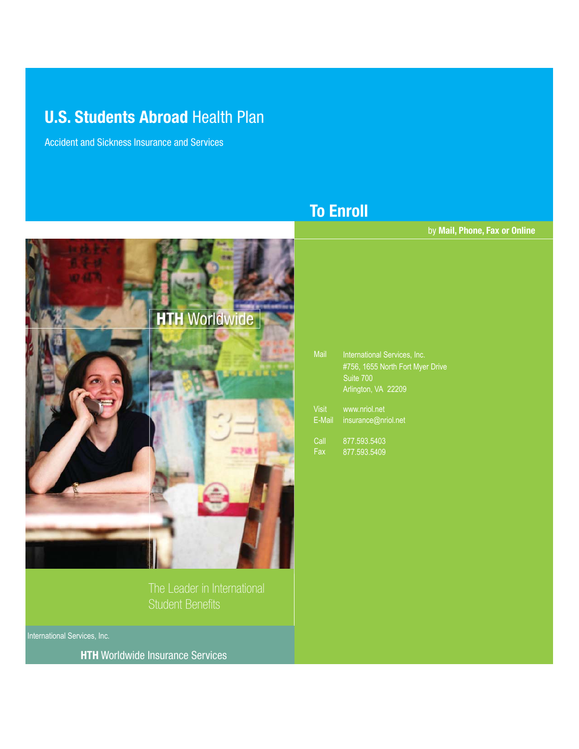# **U.S. Students Abroad** Health Plan

Accident and Sickness Insurance and Services

**HTH** Worldwide

The Leader in International Student Benefits

International Services, Inc.

**HTH** Worldwide Insurance Services

## To Enroll

by **Mail, Phone, Fax or Online**

Mail
International Services, Inc.
#756, 1655 North Fort Myer Drive
Suite 700
Arlington, VA 22209

Visit www.nriol.net
E-Mail insurance@nriol.net

Call 877.593.5403
Fax 877.593.5409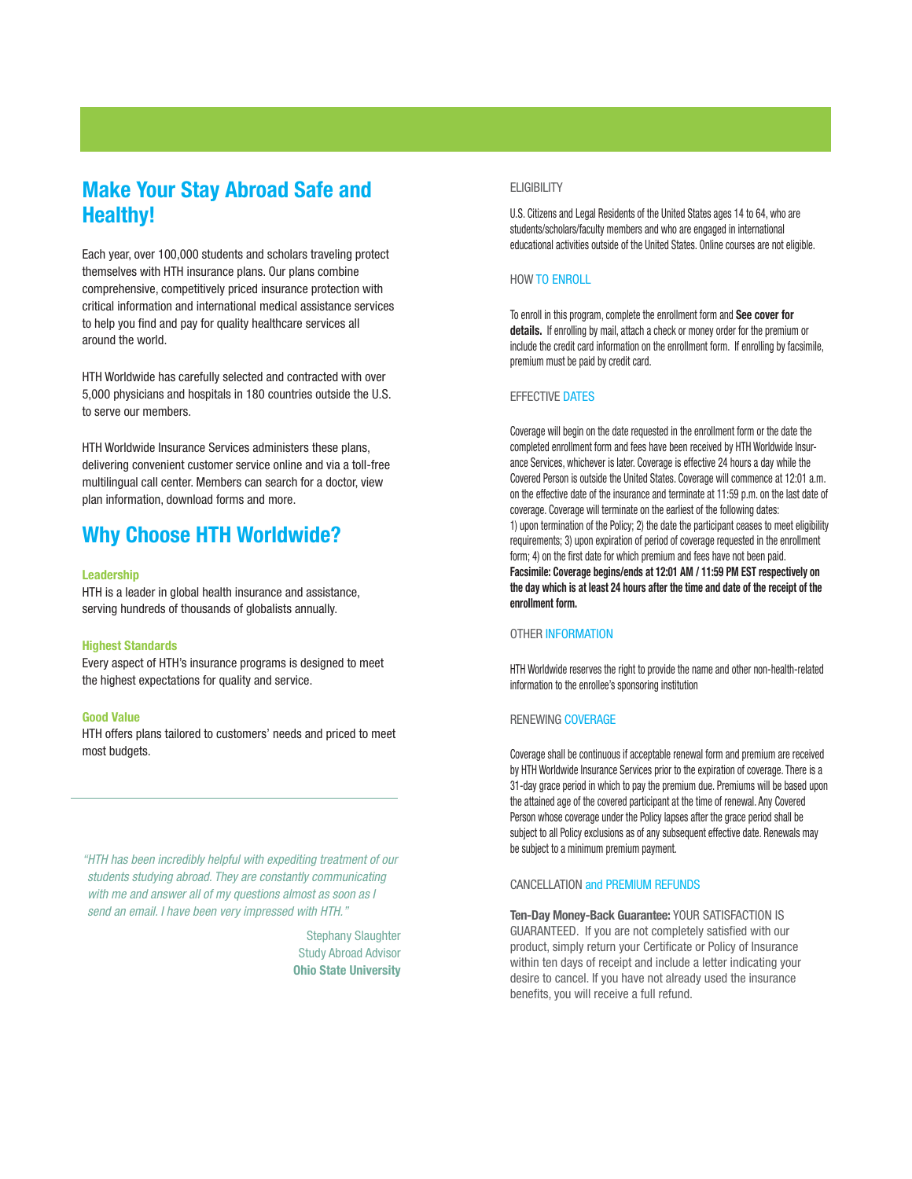## Make Your Stay Abroad Safe and Healthy!

Each year, over 100,000 students and scholars traveling protect themselves with HTH insurance plans. Our plans combine comprehensive, competitively priced insurance protection with critical information and international medical assistance services to help you find and pay for quality healthcare services all around the world.

HTH Worldwide has carefully selected and contracted with over 5,000 physicians and hospitals in 180 countries outside the U.S. to serve our members.

HTH Worldwide Insurance Services administers these plans, delivering convenient customer service online and via a toll-free multilingual call center. Members can search for a doctor, view plan information, download forms and more.

## Why Choose HTH Worldwide?

**Leadership**

HTH is a leader in global health insurance and assistance, serving hundreds of thousands of globalists annually.

**Highest Standards**

Every aspect of HTH's insurance programs is designed to meet the highest expectations for quality and service.

**Good Value**

HTH offers plans tailored to customers' needs and priced to meet most budgets.

---

*"HTH has been incredibly helpful with expediting treatment of our students studying abroad. They are constantly communicating with me and answer all of my questions almost as soon as I send an email. I have been very impressed with HTH."*

Stephany Slaughter
Study Abroad Advisor
**Ohio State University**

### ELIGIBILITY

U.S. Citizens and Legal Residents of the United States ages 14 to 64, who are students/scholars/faculty members and who are engaged in international educational activities outside of the United States. Online courses are not eligible.

### HOW TO ENROLL

To enroll in this program, complete the enrollment form and **See cover for details.** If enrolling by mail, attach a check or money order for the premium or include the credit card information on the enrollment form. If enrolling by facsimile, premium must be paid by credit card.

### EFFECTIVE DATES

Coverage will begin on the date requested in the enrollment form or the date the completed enrollment form and fees have been received by HTH Worldwide Insurance Services, whichever is later. Coverage is effective 24 hours a day while the Covered Person is outside the United States. Coverage will commence at 12:01 a.m. on the effective date of the insurance and terminate at 11:59 p.m. on the last date of coverage. Coverage will terminate on the earliest of the following dates:
1) upon termination of the Policy; 2) the date the participant ceases to meet eligibility requirements; 3) upon expiration of period of coverage requested in the enrollment form; 4) on the first date for which premium and fees have not been paid.
**Facsimile: Coverage begins/ends at 12:01 AM / 11:59 PM EST respectively on the day which is at least 24 hours after the time and date of the receipt of the enrollment form.**

### OTHER INFORMATION

HTH Worldwide reserves the right to provide the name and other non-health-related information to the enrollee's sponsoring institution

### RENEWING COVERAGE

Coverage shall be continuous if acceptable renewal form and premium are received by HTH Worldwide Insurance Services prior to the expiration of coverage. There is a 31-day grace period in which to pay the premium due. Premiums will be based upon the attained age of the covered participant at the time of renewal. Any Covered Person whose coverage under the Policy lapses after the grace period shall be subject to all Policy exclusions as of any subsequent effective date. Renewals may be subject to a minimum premium payment.

### CANCELLATION and PREMIUM REFUNDS

**Ten-Day Money-Back Guarantee:** YOUR SATISFACTION IS GUARANTEED. If you are not completely satisfied with our product, simply return your Certificate or Policy of Insurance within ten days of receipt and include a letter indicating your desire to cancel. If you have not already used the insurance benefits, you will receive a full refund.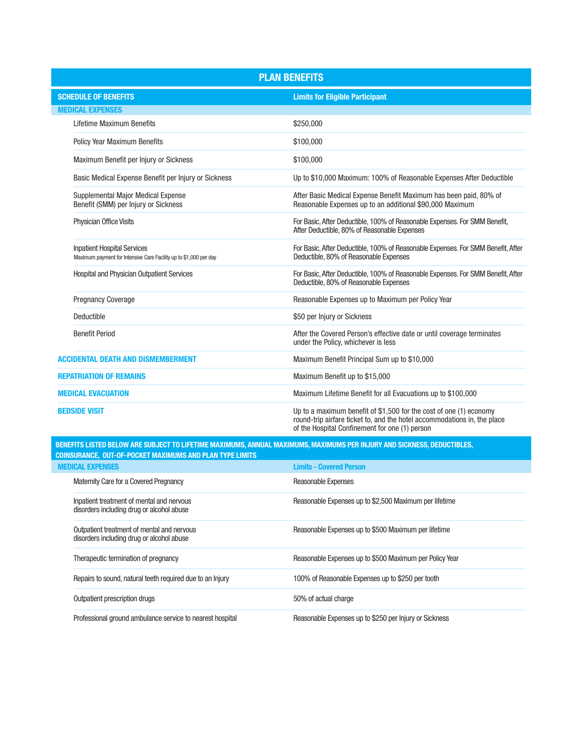## PLAN BENEFITS

| SCHEDULE OF BENEFITS | Limits for Eligible Participant |
|---|---|
| **MEDICAL EXPENSES** | |
| Lifetime Maximum Benefits | $250,000 |
| Policy Year Maximum Benefits | $100,000 |
| Maximum Benefit per Injury or Sickness | $100,000 |
| Basic Medical Expense Benefit per Injury or Sickness | Up to $10,000 Maximum: 100% of Reasonable Expenses After Deductible |
| Supplemental Major Medical Expense Benefit (SMM) per Injury or Sickness | After Basic Medical Expense Benefit Maximum has been paid, 80% of Reasonable Expenses up to an additional $90,000 Maximum |
| Physician Office Visits | For Basic, After Deductible, 100% of Reasonable Expenses. For SMM Benefit, After Deductible, 80% of Reasonable Expenses |
| Inpatient Hospital Services<br>Maximum payment for Intensive Care Facility up to $1,000 per day | For Basic, After Deductible, 100% of Reasonable Expenses. For SMM Benefit, After Deductible, 80% of Reasonable Expenses |
| Hospital and Physician Outpatient Services | For Basic, After Deductible, 100% of Reasonable Expenses. For SMM Benefit, After Deductible, 80% of Reasonable Expenses |
| Pregnancy Coverage | Reasonable Expenses up to Maximum per Policy Year |
| Deductible | $50 per Injury or Sickness |
| Benefit Period | After the Covered Person's effective date or until coverage terminates under the Policy, whichever is less |
| **ACCIDENTAL DEATH AND DISMEMBERMENT** | Maximum Benefit Principal Sum up to $10,000 |
| **REPATRIATION OF REMAINS** | Maximum Benefit up to $15,000 |
| **MEDICAL EVACUATION** | Maximum Lifetime Benefit for all Evacuations up to $100,000 |
| **BEDSIDE VISIT** | Up to a maximum benefit of $1,500 for the cost of one (1) economy round-trip airfare ticket to, and the hotel accommodations in, the place of the Hospital Confinement for one (1) person |

**BENEFITS LISTED BELOW ARE SUBJECT TO LIFETIME MAXIMUMS, ANNUAL MAXIMUMS, MAXIMUMS PER INJURY AND SICKNESS, DEDUCTIBLES, COINSURANCE, OUT-OF-POCKET MAXIMUMS AND PLAN TYPE LIMITS**

| MEDICAL EXPENSES | Limits - Covered Person |
|---|---|
| Maternity Care for a Covered Pregnancy | Reasonable Expenses |
| Inpatient treatment of mental and nervous disorders including drug or alcohol abuse | Reasonable Expenses up to $2,500 Maximum per lifetime |
| Outpatient treatment of mental and nervous disorders including drug or alcohol abuse | Reasonable Expenses up to $500 Maximum per lifetime |
| Therapeutic termination of pregnancy | Reasonable Expenses up to $500 Maximum per Policy Year |
| Repairs to sound, natural teeth required due to an Injury | 100% of Reasonable Expenses up to $250 per tooth |
| Outpatient prescription drugs | 50% of actual charge |
| Professional ground ambulance service to nearest hospital | Reasonable Expenses up to $250 per Injury or Sickness |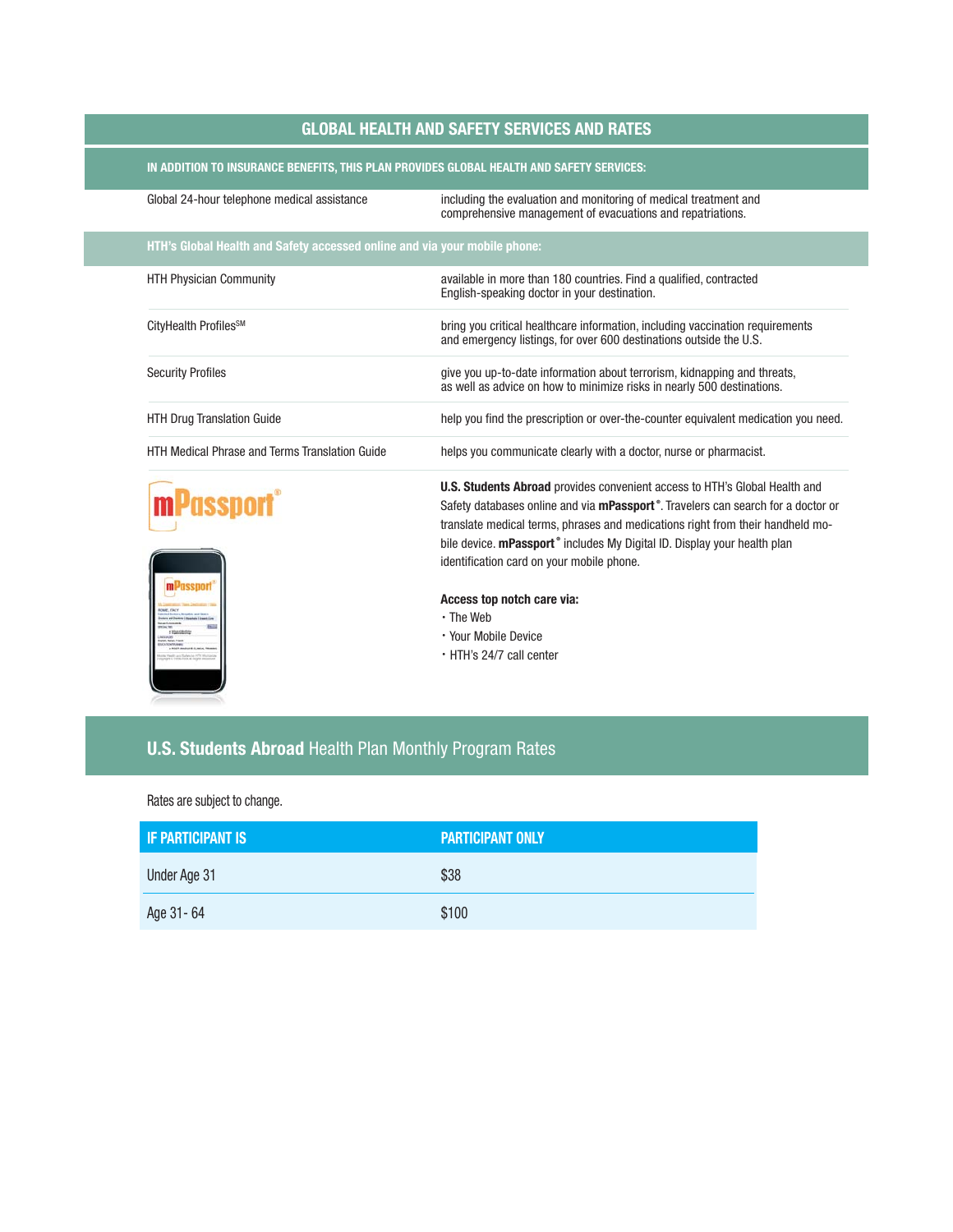## GLOBAL HEALTH AND SAFETY SERVICES AND RATES

**IN ADDITION TO INSURANCE BENEFITS, THIS PLAN PROVIDES GLOBAL HEALTH AND SAFETY SERVICES:**

| | |
|---|---|
| Global 24-hour telephone medical assistance | including the evaluation and monitoring of medical treatment and comprehensive management of evacuations and repatriations. |

**HTH's Global Health and Safety accessed online and via your mobile phone:**

| | |
|---|---|
| HTH Physician Community | available in more than 180 countries. Find a qualified, contracted English-speaking doctor in your destination. |
| CityHealth Profiles[SM] | bring you critical healthcare information, including vaccination requirements and emergency listings, for over 600 destinations outside the U.S. |
| Security Profiles | give you up-to-date information about terrorism, kidnapping and threats, as well as advice on how to minimize risks in nearly 500 destinations. |
| HTH Drug Translation Guide | help you find the prescription or over-the-counter equivalent medication you need. |
| HTH Medical Phrase and Terms Translation Guide | helps you communicate clearly with a doctor, nurse or pharmacist. |

mPassport®

**U.S. Students Abroad** provides convenient access to HTH's Global Health and Safety databases online and via **mPassport**®. Travelers can search for a doctor or translate medical terms, phrases and medications right from their handheld mobile device. **mPassport**® includes My Digital ID. Display your health plan identification card on your mobile phone.

**Access top notch care via:**

- The Web
- Your Mobile Device
- HTH's 24/7 call center

## U.S. Students Abroad Health Plan Monthly Program Rates

Rates are subject to change.

| IF PARTICIPANT IS | PARTICIPANT ONLY |
|---|---|
| Under Age 31 | $38 |
| Age 31- 64 | $100 |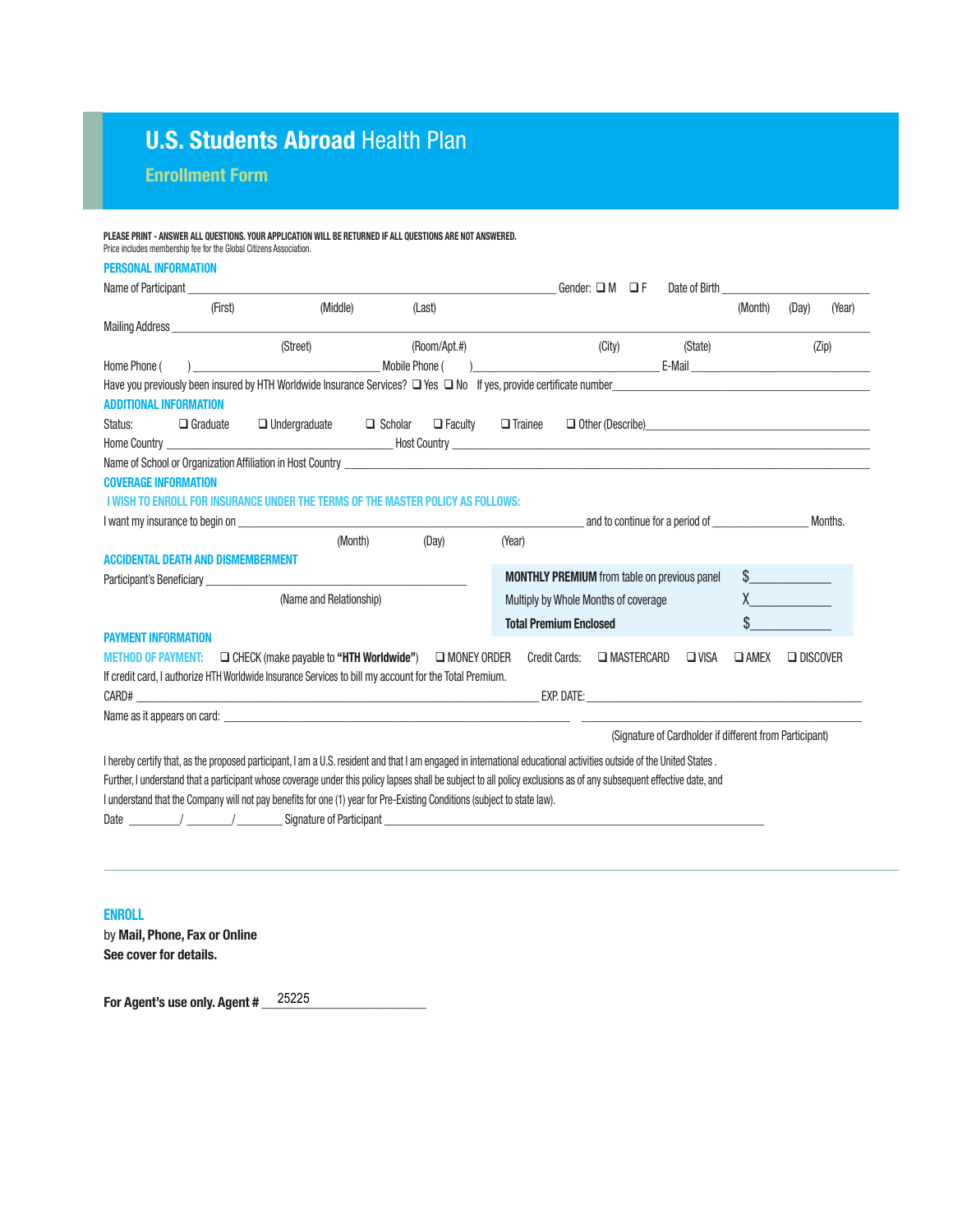# U.S. Students Abroad Health Plan

## Enrollment Form

**PLEASE PRINT - ANSWER ALL QUESTIONS. YOUR APPLICATION WILL BE RETURNED IF ALL QUESTIONS ARE NOT ANSWERED.**
Price includes membership fee for the Global Citizens Association.

### PERSONAL INFORMATION

Name of Participant ______________________________ Gender: ❑ M ❑ F Date of Birth ______________
(First) (Middle) (Last) (Month) (Day) (Year)

Mailing Address ______________________________________________
(Street) (Room/Apt.#) (City) (State) (Zip)

Home Phone ( ) ________________ Mobile Phone ( ) ________________ E-Mail ________________

Have you previously been insured by HTH Worldwide Insurance Services? ❑ Yes ❑ No If yes, provide certificate number________________

### ADDITIONAL INFORMATION

Status: ❑ Graduate ❑ Undergraduate ❑ Scholar ❑ Faculty ❑ Trainee ❑ Other (Describe)________________

Home Country ________________ Host Country ________________

Name of School or Organization Affiliation in Host Country ________________

### COVERAGE INFORMATION

**I WISH TO ENROLL FOR INSURANCE UNDER THE TERMS OF THE MASTER POLICY AS FOLLOWS:**

I want my insurance to begin on ________________ and to continue for a period of ________ Months.
(Month) (Day) (Year)

### ACCIDENTAL DEATH AND DISMEMBERMENT

Participant's Beneficiary ________________
(Name and Relationship)

| | |
|---|---|
| **MONTHLY PREMIUM** from table on previous panel | $__________ |
| Multiply by Whole Months of coverage | X__________ |
| **Total Premium Enclosed** | $__________ |

### PAYMENT INFORMATION

**METHOD OF PAYMENT:** ❑ CHECK (make payable to **"HTH Worldwide"**) ❑ MONEY ORDER Credit Cards: ❑ MASTERCARD ❑ VISA ❑ AMEX ❑ DISCOVER

If credit card, I authorize HTH Worldwide Insurance Services to bill my account for the Total Premium.

CARD# ________________ EXP. DATE: ________________

Name as it appears on card: ________________ ________________
(Signature of Cardholder if different from Participant)

I hereby certify that, as the proposed participant, I am a U.S. resident and that I am engaged in international educational activities outside of the United States . Further, I understand that a participant whose coverage under this policy lapses shall be subject to all policy exclusions as of any subsequent effective date, and I understand that the Company will not pay benefits for one (1) year for Pre-Existing Conditions (subject to state law).

Date ______/ ______/ ______ Signature of Participant ________________

---

### ENROLL

by **Mail, Phone, Fax or Online**
**See cover for details.**

**For Agent's use only. Agent #** 25225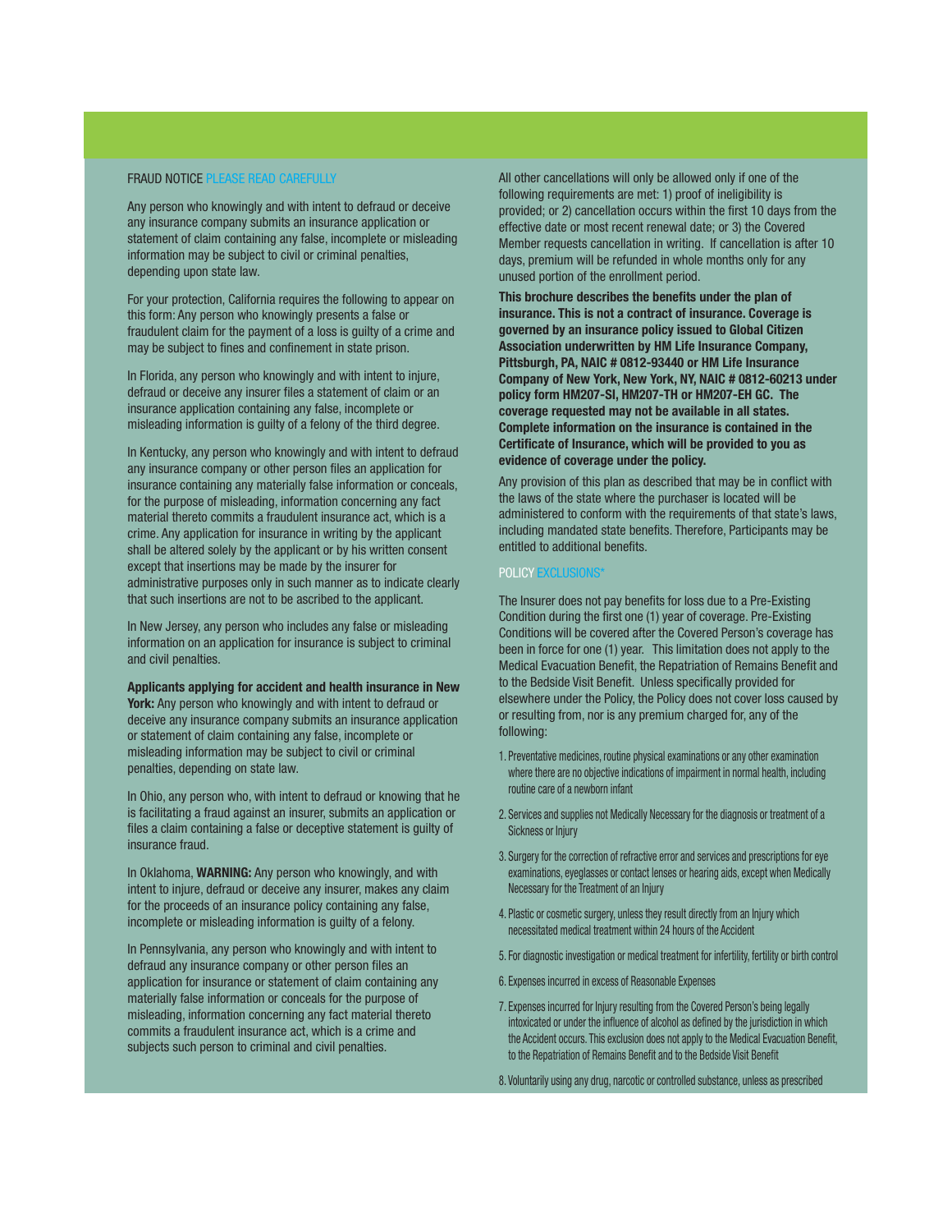## FRAUD NOTICE PLEASE READ CAREFULLY

Any person who knowingly and with intent to defraud or deceive any insurance company submits an insurance application or statement of claim containing any false, incomplete or misleading information may be subject to civil or criminal penalties, depending upon state law.

For your protection, California requires the following to appear on this form: Any person who knowingly presents a false or fraudulent claim for the payment of a loss is guilty of a crime and may be subject to fines and confinement in state prison.

In Florida, any person who knowingly and with intent to injure, defraud or deceive any insurer files a statement of claim or an insurance application containing any false, incomplete or misleading information is guilty of a felony of the third degree.

In Kentucky, any person who knowingly and with intent to defraud any insurance company or other person files an application for insurance containing any materially false information or conceals, for the purpose of misleading, information concerning any fact material thereto commits a fraudulent insurance act, which is a crime. Any application for insurance in writing by the applicant shall be altered solely by the applicant or by his written consent except that insertions may be made by the insurer for administrative purposes only in such manner as to indicate clearly that such insertions are not to be ascribed to the applicant.

In New Jersey, any person who includes any false or misleading information on an application for insurance is subject to criminal and civil penalties.

**Applicants applying for accident and health insurance in New York:** Any person who knowingly and with intent to defraud or deceive any insurance company submits an insurance application or statement of claim containing any false, incomplete or misleading information may be subject to civil or criminal penalties, depending on state law.

In Ohio, any person who, with intent to defraud or knowing that he is facilitating a fraud against an insurer, submits an application or files a claim containing a false or deceptive statement is guilty of insurance fraud.

In Oklahoma, **WARNING:** Any person who knowingly, and with intent to injure, defraud or deceive any insurer, makes any claim for the proceeds of an insurance policy containing any false, incomplete or misleading information is guilty of a felony.

In Pennsylvania, any person who knowingly and with intent to defraud any insurance company or other person files an application for insurance or statement of claim containing any materially false information or conceals for the purpose of misleading, information concerning any fact material thereto commits a fraudulent insurance act, which is a crime and subjects such person to criminal and civil penalties.

All other cancellations will only be allowed only if one of the following requirements are met: 1) proof of ineligibility is provided; or 2) cancellation occurs within the first 10 days from the effective date or most recent renewal date; or 3) the Covered Member requests cancellation in writing. If cancellation is after 10 days, premium will be refunded in whole months only for any unused portion of the enrollment period.

**This brochure describes the benefits under the plan of insurance. This is not a contract of insurance. Coverage is governed by an insurance policy issued to Global Citizen Association underwritten by HM Life Insurance Company, Pittsburgh, PA, NAIC # 0812-93440 or HM Life Insurance Company of New York, New York, NY, NAIC # 0812-60213 under policy form HM207-SI, HM207-TH or HM207-EH GC. The coverage requested may not be available in all states. Complete information on the insurance is contained in the Certificate of Insurance, which will be provided to you as evidence of coverage under the policy.**

Any provision of this plan as described that may be in conflict with the laws of the state where the purchaser is located will be administered to conform with the requirements of that state's laws, including mandated state benefits. Therefore, Participants may be entitled to additional benefits.

## POLICY EXCLUSIONS*

The Insurer does not pay benefits for loss due to a Pre-Existing Condition during the first one (1) year of coverage. Pre-Existing Conditions will be covered after the Covered Person's coverage has been in force for one (1) year. This limitation does not apply to the Medical Evacuation Benefit, the Repatriation of Remains Benefit and to the Bedside Visit Benefit. Unless specifically provided for elsewhere under the Policy, the Policy does not cover loss caused by or resulting from, nor is any premium charged for, any of the following:

1. Preventative medicines, routine physical examinations or any other examination where there are no objective indications of impairment in normal health, including routine care of a newborn infant
2. Services and supplies not Medically Necessary for the diagnosis or treatment of a Sickness or Injury
3. Surgery for the correction of refractive error and services and prescriptions for eye examinations, eyeglasses or contact lenses or hearing aids, except when Medically Necessary for the Treatment of an Injury
4. Plastic or cosmetic surgery, unless they result directly from an Injury which necessitated medical treatment within 24 hours of the Accident
5. For diagnostic investigation or medical treatment for infertility, fertility or birth control
6. Expenses incurred in excess of Reasonable Expenses
7. Expenses incurred for Injury resulting from the Covered Person's being legally intoxicated or under the influence of alcohol as defined by the jurisdiction in which the Accident occurs. This exclusion does not apply to the Medical Evacuation Benefit, to the Repatriation of Remains Benefit and to the Bedside Visit Benefit
8. Voluntarily using any drug, narcotic or controlled substance, unless as prescribed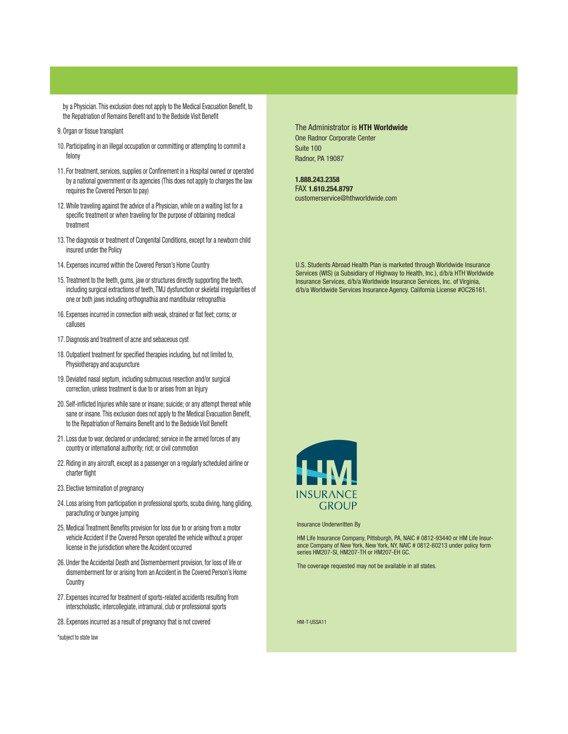by a Physician. This exclusion does not apply to the Medical Evacuation Benefit, to the Repatriation of Remains Benefit and to the Bedside Visit Benefit

9. Organ or tissue transplant
10. Participating in an illegal occupation or committing or attempting to commit a felony
11. For treatment, services, supplies or Confinement in a Hospital owned or operated by a national government or its agencies (This does not apply to charges the law requires the Covered Person to pay)
12. While traveling against the advice of a Physician, while on a waiting list for a specific treatment or when traveling for the purpose of obtaining medical treatment
13. The diagnosis or treatment of Congenital Conditions, except for a newborn child insured under the Policy
14. Expenses incurred within the Covered Person's Home Country
15. Treatment to the teeth, gums, jaw or structures directly supporting the teeth, including surgical extractions of teeth, TMJ dysfunction or skeletal irregularities of one or both jaws including orthognathia and mandibular retrognathia
16. Expenses incurred in connection with weak, strained or flat feet; corns; or calluses
17. Diagnosis and treatment of acne and sebaceous cyst
18. Outpatient treatment for specified therapies including, but not limited to, Physiotherapy and acupuncture
19. Deviated nasal septum, including submucous resection and/or surgical correction, unless treatment is due to or arises from an Injury
20. Self-inflicted Injuries while sane or insane; suicide; or any attempt thereat while sane or insane. This exclusion does not apply to the Medical Evacuation Benefit, to the Repatriation of Remains Benefit and to the Bedside Visit Benefit
21. Loss due to war, declared or undeclared; service in the armed forces of any country or international authority; riot; or civil commotion
22. Riding in any aircraft, except as a passenger on a regularly scheduled airline or charter flight
23. Elective termination of pregnancy
24. Loss arising from participation in professional sports, scuba diving, hang gliding, parachuting or bungee jumping
25. Medical Treatment Benefits provision for loss due to or arising from a motor vehicle Accident if the Covered Person operated the vehicle without a proper license in the jurisdiction where the Accident occurred
26. Under the Accidental Death and Dismemberment provision, for loss of life or dismemberment for or arising from an Accident in the Covered Person's Home Country
27. Expenses incurred for treatment of sports-related accidents resulting from interscholastic, intercollegiate, intramural, club or professional sports
28. Expenses incurred as a result of pregnancy that is not covered

*subject to state law

The Administrator is **HTH Worldwide**
One Radnor Corporate Center
Suite 100
Radnor, PA 19087

**1.888.243.2358**
FAX **1.610.254.8797**
customerservice@hthworldwide.com

U.S. Students Abroad Health Plan is marketed through Worldwide Insurance Services (WIS) (a Subsidiary of Highway to Health, Inc.), d/b/a HTH Worldwide Insurance Services, d/b/a Worldwide Insurance Services, Inc. of Virginia, d/b/a Worldwide Services Insurance Agency. California License #OC26161.

HM INSURANCE GROUP

Insurance Underwritten By

HM Life Insurance Company, Pittsburgh, PA, NAIC # 0812-93440 or HM Life Insurance Company of New York, New York, NY, NAIC # 0812-60213 under policy form series HM207-SI, HM207-TH or HM207-EH GC.

The coverage requested may not be available in all states.

HM-T-USSA11